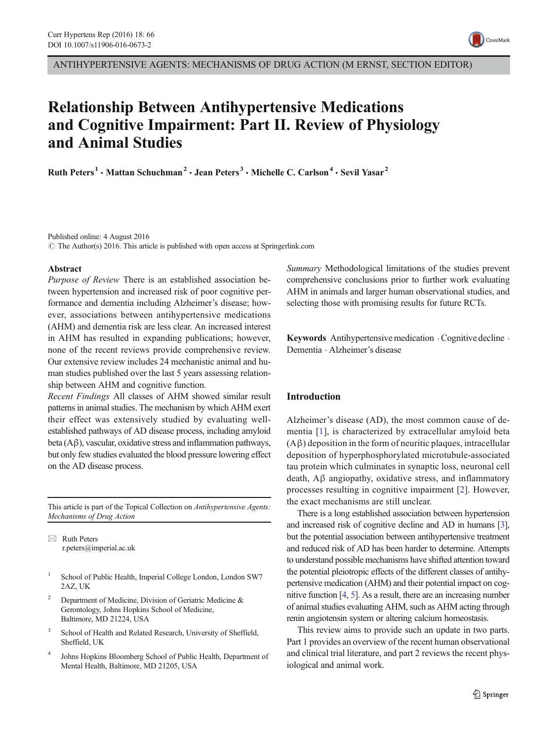ANTIHYPERTENSIVE AGENTS: MECHANISMS OF DRUG ACTION (M ERNST, SECTION EDITOR)

# Relationship Between Antihypertensive Medications and Cognitive Impairment: Part II. Review of Physiology and Animal Studies

**Ruth Peters[1] · Mattan Schuchman[2] · Jean Peters[3] · Michelle C. Carlson[4] · Sevil Yasar[2]**

Published online: 4 August 2016
© The Author(s) 2016. This article is published with open access at Springerlink.com

## Abstract

*Purpose of Review* There is an established association between hypertension and increased risk of poor cognitive performance and dementia including Alzheimer's disease; however, associations between antihypertensive medications (AHM) and dementia risk are less clear. An increased interest in AHM has resulted in expanding publications; however, none of the recent reviews provide comprehensive review. Our extensive review includes 24 mechanistic animal and human studies published over the last 5 years assessing relationship between AHM and cognitive function.

*Recent Findings* All classes of AHM showed similar result patterns in animal studies. The mechanism by which AHM exert their effect was extensively studied by evaluating well-established pathways of AD disease process, including amyloid beta (Aβ), vascular, oxidative stress and inflammation pathways, but only few studies evaluated the blood pressure lowering effect on the AD disease process.

*Summary* Methodological limitations of the studies prevent comprehensive conclusions prior to further work evaluating AHM in animals and larger human observational studies, and selecting those with promising results for future RCTs.

**Keywords** Antihypertensive medication · Cognitive decline · Dementia · Alzheimer's disease

This article is part of the Topical Collection on *Antihypertensive Agents: Mechanisms of Drug Action*

✉ Ruth Peters
r.peters@imperial.ac.uk

[1] School of Public Health, Imperial College London, London SW7 2AZ, UK

[2] Department of Medicine, Division of Geriatric Medicine & Gerontology, Johns Hopkins School of Medicine, Baltimore, MD 21224, USA

[3] School of Health and Related Research, University of Sheffield, Sheffield, UK

[4] Johns Hopkins Bloomberg School of Public Health, Department of Mental Health, Baltimore, MD 21205, USA

## Introduction

Alzheimer's disease (AD), the most common cause of dementia [1], is characterized by extracellular amyloid beta (Aβ) deposition in the form of neuritic plaques, intracellular deposition of hyperphosphorylated microtubule-associated tau protein which culminates in synaptic loss, neuronal cell death, Aβ angiopathy, oxidative stress, and inflammatory processes resulting in cognitive impairment [2]. However, the exact mechanisms are still unclear.

There is a long established association between hypertension and increased risk of cognitive decline and AD in humans [3], but the potential association between antihypertensive treatment and reduced risk of AD has been harder to determine. Attempts to understand possible mechanisms have shifted attention toward the potential pleiotropic effects of the different classes of antihypertensive medication (AHM) and their potential impact on cognitive function [4, 5]. As a result, there are an increasing number of animal studies evaluating AHM, such as AHM acting through renin angiotensin system or altering calcium homeostasis.

This review aims to provide such an update in two parts. Part 1 provides an overview of the recent human observational and clinical trial literature, and part 2 reviews the recent physiological and animal work.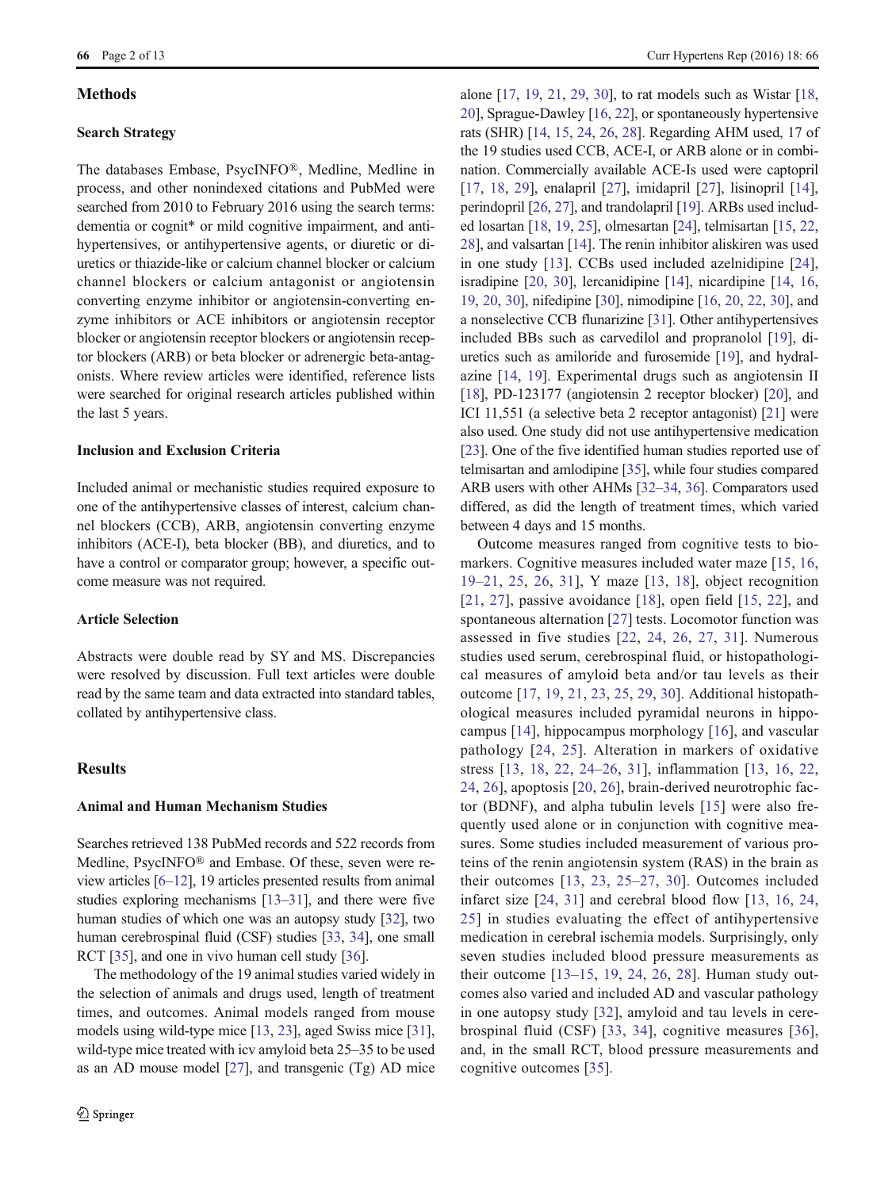## Methods

### Search Strategy

The databases Embase, PsycINFO®, Medline, Medline in process, and other nonindexed citations and PubMed were searched from 2010 to February 2016 using the search terms: dementia or cognit* or mild cognitive impairment, and antihypertensives, or antihypertensive agents, or diuretic or diuretics or thiazide-like or calcium channel blocker or calcium channel blockers or calcium antagonist or angiotensin converting enzyme inhibitor or angiotensin-converting enzyme inhibitors or ACE inhibitors or angiotensin receptor blocker or angiotensin receptor blockers or angiotensin receptor blockers (ARB) or beta blocker or adrenergic beta-antagonists. Where review articles were identified, reference lists were searched for original research articles published within the last 5 years.

### Inclusion and Exclusion Criteria

Included animal or mechanistic studies required exposure to one of the antihypertensive classes of interest, calcium channel blockers (CCB), ARB, angiotensin converting enzyme inhibitors (ACE-I), beta blocker (BB), and diuretics, and to have a control or comparator group; however, a specific outcome measure was not required.

### Article Selection

Abstracts were double read by SY and MS. Discrepancies were resolved by discussion. Full text articles were double read by the same team and data extracted into standard tables, collated by antihypertensive class.

## Results

### Animal and Human Mechanism Studies

Searches retrieved 138 PubMed records and 522 records from Medline, PsycINFO® and Embase. Of these, seven were review articles [6–12], 19 articles presented results from animal studies exploring mechanisms [13–31], and there were five human studies of which one was an autopsy study [32], two human cerebrospinal fluid (CSF) studies [33, 34], one small RCT [35], and one in vivo human cell study [36].

The methodology of the 19 animal studies varied widely in the selection of animals and drugs used, length of treatment times, and outcomes. Animal models ranged from mouse models using wild-type mice [13, 23], aged Swiss mice [31], wild-type mice treated with icv amyloid beta 25–35 to be used as an AD mouse model [27], and transgenic (Tg) AD mice alone [17, 19, 21, 29, 30], to rat models such as Wistar [18, 20], Sprague-Dawley [16, 22], or spontaneously hypertensive rats (SHR) [14, 15, 24, 26, 28]. Regarding AHM used, 17 of the 19 studies used CCB, ACE-I, or ARB alone or in combination. Commercially available ACE-Is used were captopril [17, 18, 29], enalapril [27], imidapril [27], lisinopril [14], perindopril [26, 27], and trandolapril [19]. ARBs used included losartan [18, 19, 25], olmesartan [24], telmisartan [15, 22, 28], and valsartan [14]. The renin inhibitor aliskiren was used in one study [13]. CCBs used included azelnidipine [24], isradipine [20, 30], lercanidipine [14], nicardipine [14, 16, 19, 20, 30], nifedipine [30], nimodipine [16, 20, 22, 30], and a nonselective CCB flunarizine [31]. Other antihypertensives included BBs such as carvedilol and propranolol [19], diuretics such as amiloride and furosemide [19], and hydralazine [14, 19]. Experimental drugs such as angiotensin II [18], PD-123177 (angiotensin 2 receptor blocker) [20], and ICI 11,551 (a selective beta 2 receptor antagonist) [21] were also used. One study did not use antihypertensive medication [23]. One of the five identified human studies reported use of telmisartan and amlodipine [35], while four studies compared ARB users with other AHMs [32–34, 36]. Comparators used differed, as did the length of treatment times, which varied between 4 days and 15 months.

Outcome measures ranged from cognitive tests to biomarkers. Cognitive measures included water maze [15, 16, 19–21, 25, 26, 31], Y maze [13, 18], object recognition [21, 27], passive avoidance [18], open field [15, 22], and spontaneous alternation [27] tests. Locomotor function was assessed in five studies [22, 24, 26, 27, 31]. Numerous studies used serum, cerebrospinal fluid, or histopathological measures of amyloid beta and/or tau levels as their outcome [17, 19, 21, 23, 25, 29, 30]. Additional histopathological measures included pyramidal neurons in hippocampus [14], hippocampus morphology [16], and vascular pathology [24, 25]. Alteration in markers of oxidative stress [13, 18, 22, 24–26, 31], inflammation [13, 16, 22, 24, 26], apoptosis [20, 26], brain-derived neurotrophic factor (BDNF), and alpha tubulin levels [15] were also frequently used alone or in conjunction with cognitive measures. Some studies included measurement of various proteins of the renin angiotensin system (RAS) in the brain as their outcomes [13, 23, 25–27, 30]. Outcomes included infarct size [24, 31] and cerebral blood flow [13, 16, 24, 25] in studies evaluating the effect of antihypertensive medication in cerebral ischemia models. Surprisingly, only seven studies included blood pressure measurements as their outcome [13–15, 19, 24, 26, 28]. Human study outcomes also varied and included AD and vascular pathology in one autopsy study [32], amyloid and tau levels in cerebrospinal fluid (CSF) [33, 34], cognitive measures [36], and, in the small RCT, blood pressure measurements and cognitive outcomes [35].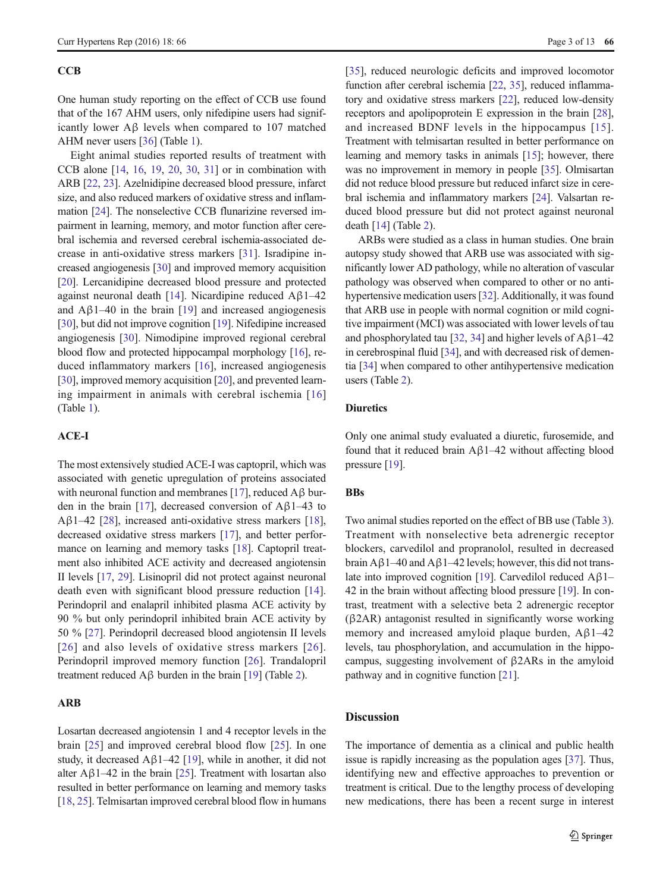### CCB

One human study reporting on the effect of CCB use found that of the 167 AHM users, only nifedipine users had significantly lower Aβ levels when compared to 107 matched AHM never users [36] (Table 1).

Eight animal studies reported results of treatment with CCB alone [14, 16, 19, 20, 30, 31] or in combination with ARB [22, 23]. Azelnidipine decreased blood pressure, infarct size, and also reduced markers of oxidative stress and inflammation [24]. The nonselective CCB flunarizine reversed impairment in learning, memory, and motor function after cerebral ischemia and reversed cerebral ischemia-associated decrease in anti-oxidative stress markers [31]. Isradipine increased angiogenesis [30] and improved memory acquisition [20]. Lercanidipine decreased blood pressure and protected against neuronal death [14]. Nicardipine reduced Aβ1–42 and Aβ1–40 in the brain [19] and increased angiogenesis [30], but did not improve cognition [19]. Nifedipine increased angiogenesis [30]. Nimodipine improved regional cerebral blood flow and protected hippocampal morphology [16], reduced inflammatory markers [16], increased angiogenesis [30], improved memory acquisition [20], and prevented learning impairment in animals with cerebral ischemia [16] (Table 1).

### ACE-I

The most extensively studied ACE-I was captopril, which was associated with genetic upregulation of proteins associated with neuronal function and membranes [17], reduced Aβ burden in the brain [17], decreased conversion of Aβ1–43 to Aβ1–42 [28], increased anti-oxidative stress markers [18], decreased oxidative stress markers [17], and better performance on learning and memory tasks [18]. Captopril treatment also inhibited ACE activity and decreased angiotensin II levels [17, 29]. Lisinopril did not protect against neuronal death even with significant blood pressure reduction [14]. Perindopril and enalapril inhibited plasma ACE activity by 90 % but only perindopril inhibited brain ACE activity by 50 % [27]. Perindopril decreased blood angiotensin II levels [26] and also levels of oxidative stress markers [26]. Perindopril improved memory function [26]. Trandalopril treatment reduced Aβ burden in the brain [19] (Table 2).

### ARB

Losartan decreased angiotensin 1 and 4 receptor levels in the brain [25] and improved cerebral blood flow [25]. In one study, it decreased Aβ1–42 [19], while in another, it did not alter Aβ1–42 in the brain [25]. Treatment with losartan also resulted in better performance on learning and memory tasks [18, 25]. Telmisartan improved cerebral blood flow in humans [35], reduced neurologic deficits and improved locomotor function after cerebral ischemia [22, 35], reduced inflammatory and oxidative stress markers [22], reduced low-density receptors and apolipoprotein E expression in the brain [28], and increased BDNF levels in the hippocampus [15]. Treatment with telmisartan resulted in better performance on learning and memory tasks in animals [15]; however, there was no improvement in memory in people [35]. Olmisartan did not reduce blood pressure but reduced infarct size in cerebral ischemia and inflammatory markers [24]. Valsartan reduced blood pressure but did not protect against neuronal death [14] (Table 2).

ARBs were studied as a class in human studies. One brain autopsy study showed that ARB use was associated with significantly lower AD pathology, while no alteration of vascular pathology was observed when compared to other or no antihypertensive medication users [32]. Additionally, it was found that ARB use in people with normal cognition or mild cognitive impairment (MCI) was associated with lower levels of tau and phosphorylated tau [32, 34] and higher levels of Aβ1–42 in cerebrospinal fluid [34], and with decreased risk of dementia [34] when compared to other antihypertensive medication users (Table 2).

### Diuretics

Only one animal study evaluated a diuretic, furosemide, and found that it reduced brain Aβ1–42 without affecting blood pressure [19].

### BBs

Two animal studies reported on the effect of BB use (Table 3). Treatment with nonselective beta adrenergic receptor blockers, carvedilol and propranolol, resulted in decreased brain Aβ1–40 and Aβ1–42 levels; however, this did not translate into improved cognition [19]. Carvedilol reduced Aβ1–42 in the brain without affecting blood pressure [19]. In contrast, treatment with a selective beta 2 adrenergic receptor (β2AR) antagonist resulted in significantly worse working memory and increased amyloid plaque burden, Aβ1–42 levels, tau phosphorylation, and accumulation in the hippocampus, suggesting involvement of β2ARs in the amyloid pathway and in cognitive function [21].

## Discussion

The importance of dementia as a clinical and public health issue is rapidly increasing as the population ages [37]. Thus, identifying new and effective approaches to prevention or treatment is critical. Due to the lengthy process of developing new medications, there has been a recent surge in interest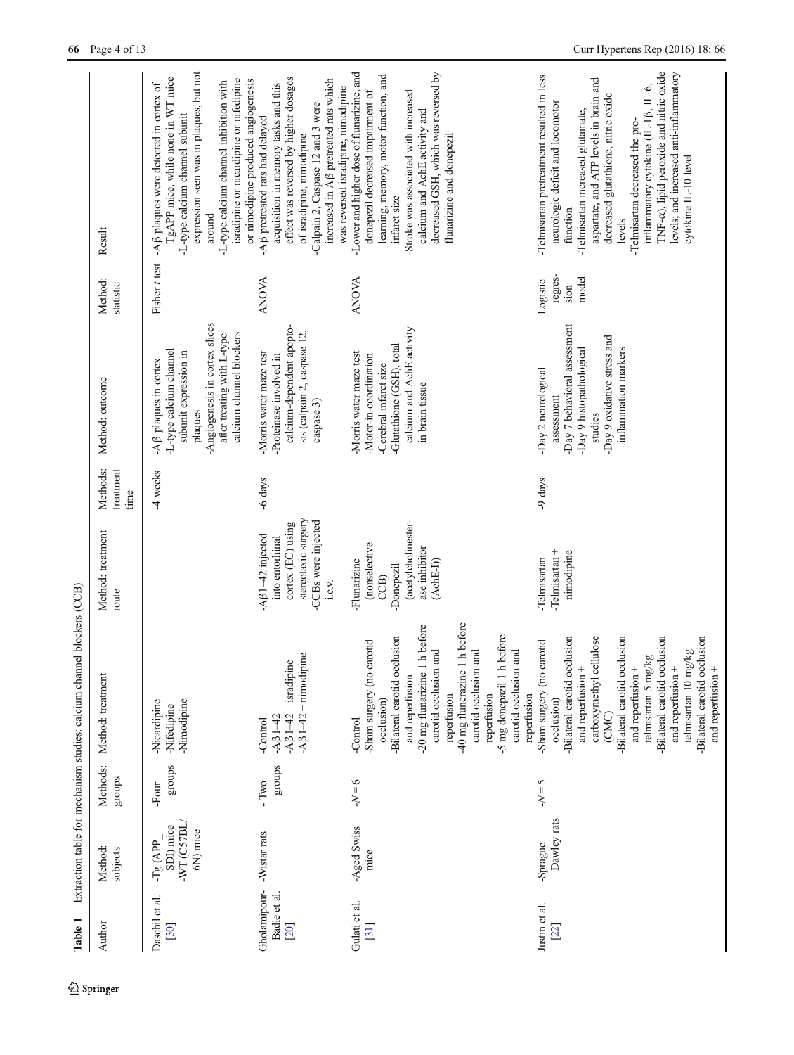**Table 1** Extraction table for mechanism studies: calcium channel blockers (CCB)

| Author | Method: subjects | Methods: groups | Method: treatment | Method: treatment route | Methods: treatment time | Method: outcome | Method: statistic | Result |
|---|---|---|---|---|---|---|---|---|
| Daschil et al. [30] | -Tg (APP_SDI) mice<br>-WT (C57BL/6N) mice | -Four groups | -Nicardipine<br>-Nifedipine<br>-Nimodipine | | -4 weeks | -Aβ plaques in cortex<br>-L-type calcium channel subunit expression in plaques<br>-Angiogenesis in cortex slices after treating with L-type calcium channel blockers | Fisher *t* test | -Aβ plaques were detected in cortex of TgAPP mice, while none in WT mice<br>-L-type calcium channel subunit expression seen was in plaques, but not around<br>-L-type calcium channel inhibition with isradipine or nicardipine or nifedipine or nimodipine produced angiogenesis |
| Gholamipour-Badie et al. [20] | -Wistar rats | - Two groups | -Control<br>-Aβ1–42<br>-Aβ1–42 + isradipine<br>-Aβ1–42 + nimodipine | -Aβ1–42 injected into entorhinal cortex (EC) using stereotaxic surgery<br>-CCBs were injected i.c.v. | -6 days | -Morris water maze test<br>-Proteinase involved in calcium-dependent apoptosis (calpain 2, caspase 12, caspase 3) | ANOVA | -Aβ pretreated rats had delayed acquisition in memory tasks and this effect was reversed by higher dosages of isradipine, nimodipine<br>-Calpain 2, Caspase 12 and 3 were increased in Aβ pretreated rats which was reversed isradipine, nimodipine |
| Gulati et al. [31] | -Aged Swiss mice | -*N* = 6 | -Control<br>-Sham surgery (no carotid occlusion)<br>-Bilateral carotid occlusion and reperfusion<br>-20 mg flunarizine 1 h before carotid occlusion and reperfusion<br>-40 mg flunerazine 1 h before carotid occlusion and reperfusion<br>-5 mg donepazil 1 h before carotid occlusion and reperfusion | -Flunarizine (nonselective CCB)<br>-Donepezil (acetylcholinesterase inhibitor (AchE-I)) | | -Morris water maze test<br>-Motor-in-coordination<br>-Cerebral infarct size<br>-Glutathione (GSH), total calcium and AchE activity in brain tissue | ANOVA | -Lower and higher dose of flunarizine, and donepezil decreased impairment of learning, memory, motor function, and infarct size<br>-Stroke was associated with increased calcium and AchE activity and decreased GSH, which was reversed by flunarizine and donepezil |
| Justin et al. [22] | -Sprague Dawley rats | -*N* = 5 | -Sham surgery (no carotid occlusion)<br>-Bilateral carotid occlusion and reperfusion + carboxymethyl cellulose (CMC)<br>-Bilateral carotid occlusion and reperfusion + telmisartan 5 mg/kg<br>-Bilateral carotid occlusion and reperfusion + telmisartan 10 mg/kg<br>-Bilateral carotid occlusion and reperfusion + | -Telmisartan<br>-Telmisartan + nimodipine | -9 days | -Day 2 neurological assessment<br>-Day 7 behavioral assessment<br>-Day 9 histopathological studies<br>-Day 9 oxidative stress and inflammation markers | Logistic regression model | -Telmisartan pretreatment resulted in less neurologic deficit and locomotor function<br>-Telmisartan increased glutamate, aspartate, and ATP levels in brain and decreased glutathione, nitric oxide levels<br>-Telmisartan decreased the pro-inflammatory cytokine (IL-1β, IL-6, TNF-α), lipid peroxide and nitric oxide levels; and increased anti-inflammatory cytokine IL-10 level |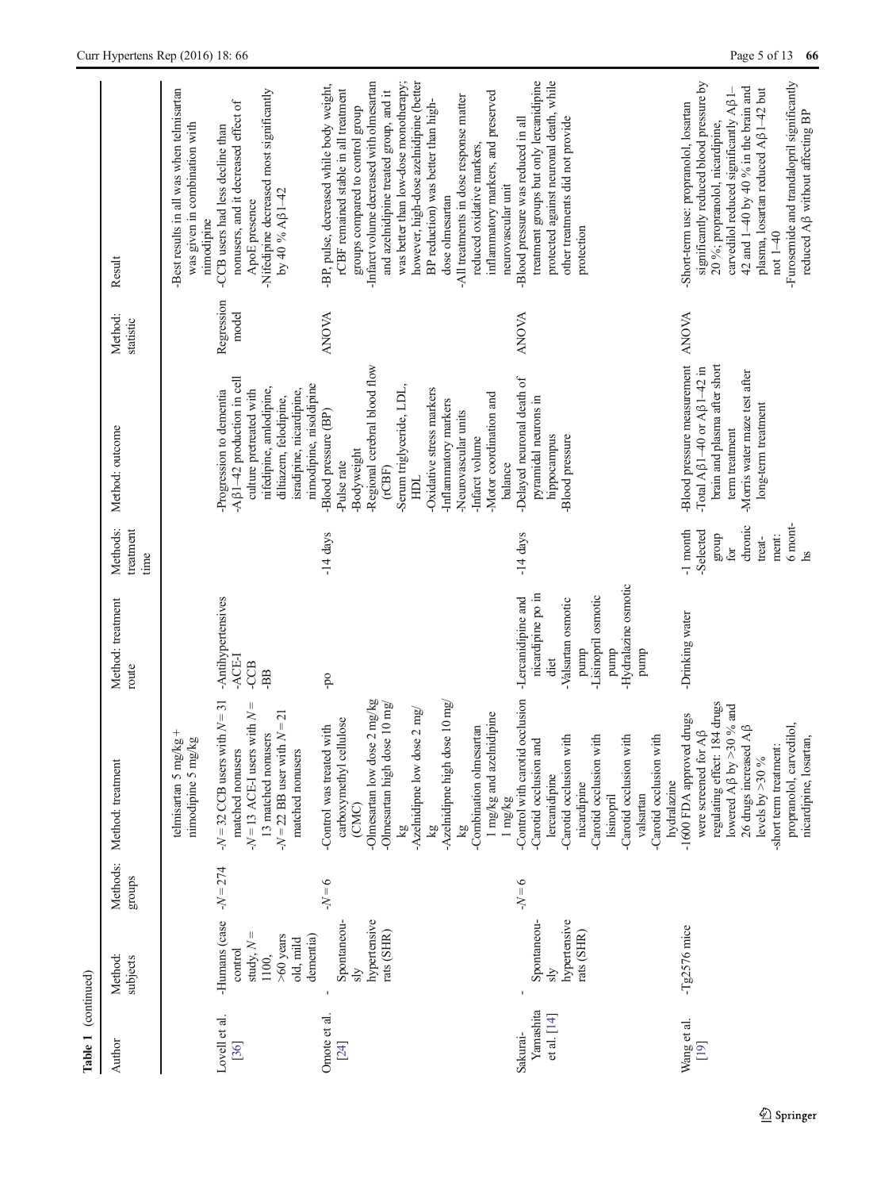Table 1 (continued)

| Author | Method: subjects | Methods: groups | Method: treatment | Method: treatment route | Methods: treatment time | Method: outcome | Method: statistic | Result |
|---|---|---|---|---|---|---|---|---|
| | | | telmisartan 5 mg/kg + nimodipine 5 mg/kg | | | | | -Best results in all was when telmisartan was given in combination with nimodipine |
| Lovell et al. [36] | -Humans (case control study, N = 1100, >60 years old, mild dementia) | -N = 274 | -N = 32 CCB users with N = 31 matched nonusers<br>-N = 13 ACE-I users with N = 13 matched nonusers<br>-N = 22 BB user with N = 21 matched nonusers | -Antihypertensives<br>-ACE-I<br>-CCB<br>-BB | | -Progression to dementia<br>-Aβ1–42 production in cell culture pretreated with nifedipine, amlodipine, diltiazem, felodipine, isradipine, nicardipine, nimodipine, nisoldipine | Regression model | -CCB users had less decline than nonusers, and it decreased effect of ApoE presence<br>-Nifedipine decreased most significantly by 40 % Aβ1–42 |
| Omote et al. [24] | -Spontaneously hypertensive rats (SHR) | -N = 6 | -Control was treated with carboxymethyl cellulose (CMC)<br>-Olmesartan low dose 2 mg/kg<br>-Olmesartan high dose 10 mg/kg<br>-Azelnidipne low dose 2 mg/kg<br>-Azelnidipine high dose 10 mg/kg<br>-Combination olmesartan 1 mg/kg and azelnidipine 1 mg/kg | -po | -14 days | -Blood pressure (BP)<br>-Pulse rate<br>-Bodyweight<br>-Regional cerebral blood flow (rCBF)<br>-Serum triglyceride, LDL, HDL<br>-Oxidative stress markers<br>-Inflammatory markers<br>-Neurovascular units<br>-Infarct volume<br>-Motor coordination and balance | ANOVA | -BP, pulse, decreased while body weight, rCBF remained stable in all treatment groups compared to control group<br>-Infarct volume decreased with olmesartan and azelnidipine treated group, and it was better than low-dose monotherapy; however, high-dose azelnidipine (better BP reduction) was better than high-dose olmesartan<br>-All treatments in dose response matter reduced oxidative markers, inflammatory markers, and preserved neurovascular unit |
| Sakurai-Yamashita et al. [14] | -Spontaneously hypertensive rats (SHR) | -N = 6 | -Control with carotid occlusion<br>-Carotid occlusion and lercanidipine<br>-Carotid occlusion with nicardipine<br>-Carotid occlusion with lisinopril<br>-Carotid occlusion with valsartan<br>-Carotid occlusion with hydralazine | -Lercanidipine and nicardipine po in diet<br>-Valsartan osmotic pump<br>-Lisinopril osmotic pump<br>-Hydralazine osmotic pump | -14 days | -Delayed neuronal death of pyramidal neurons in hippocampus<br>-Blood pressure | ANOVA | -Blood pressure was reduced in all treatment groups but only lercanidipine protected against neuronal death, while other treatments did not provide protection |
| Wang et al. [19] | -Tg2576 mice | | -1600 FDA approved drugs were screened for Aβ regulating effect: 184 drugs lowered Aβ by >30 % and 26 drugs increased Aβ levels by >30 %<br>-short term treatment: propranolol, carvedilol, nicardipine, losartan, | -Drinking water | -1 month<br>-Selected group for chronic treatment: 6 months | -Blood pressure measurement<br>-Total Aβ1–40 or Aβ1–42 in brain and plasma after short term treatment<br>-Morris water maze test after long-term treatment | ANOVA | -Short-term use: propranolol, losartan significantly reduced blood pressure by 20 %; propranolol, nicardipine, carvedilol reduced significantly Aβ1–42 and 1–40 by 40 % in the brain and plasma, losartan reduced Aβ1–42 but not 1–40<br>-Furosemide and trandalopril significantly reduced Aβ without affecting BP |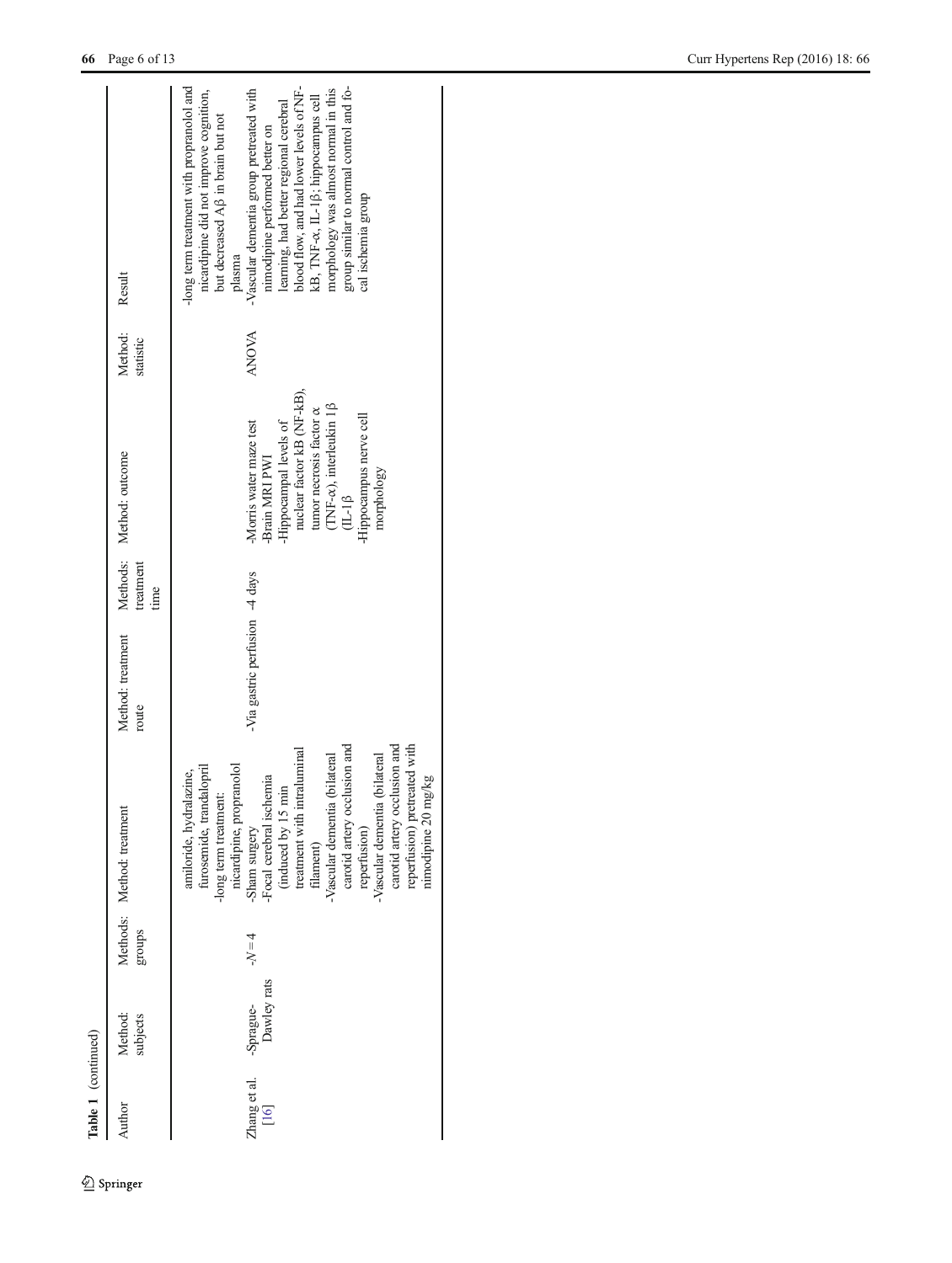Table 1 (continued)

| Author | Method: subjects | Methods: groups | Method: treatment | Method: treatment route | Methods: treatment time | Method: outcome | Method: statistic | Result |
|---|---|---|---|---|---|---|---|---|
| | | | amiloride, hydralazine, furosemide, trandalopril<br>-long term treatment: nicardipine, propranolol | | | | | -long term treatment with propranolol and nicardipine did not improve cognition, but decreased Aβ in brain but not plasma |
| Zhang et al. [16] | -Sprague-Dawley rats | -N = 4 | -Sham surgery<br>-Focal cerebral ischemia (induced by 15 min treatment with intraluminal filament)<br>-Vascular dementia (bilateral carotid artery occlusion and reperfusion)<br>-Vascular dementia (bilateral carotid artery occlusion and reperfusion) pretreated with nimodipine 20 mg/kg | -Via gastric perfusion | -4 days | -Morris water maze test<br>-Brain MRI PWI<br>-Hippocampal levels of nuclear factor kB (NF-kB), tumor necrosis factor α (TNF-α), interleukin 1β (IL-1β<br>-Hippocampus nerve cell morphology | ANOVA | -Vascular dementia group pretreated with nimodipine performed better on learning, had better regional cerebral blood flow, and had lower levels of NF-kB, TNF-α, IL-1β; hippocampus cell morphology was almost normal in this group similar to normal control and focal ischemia group |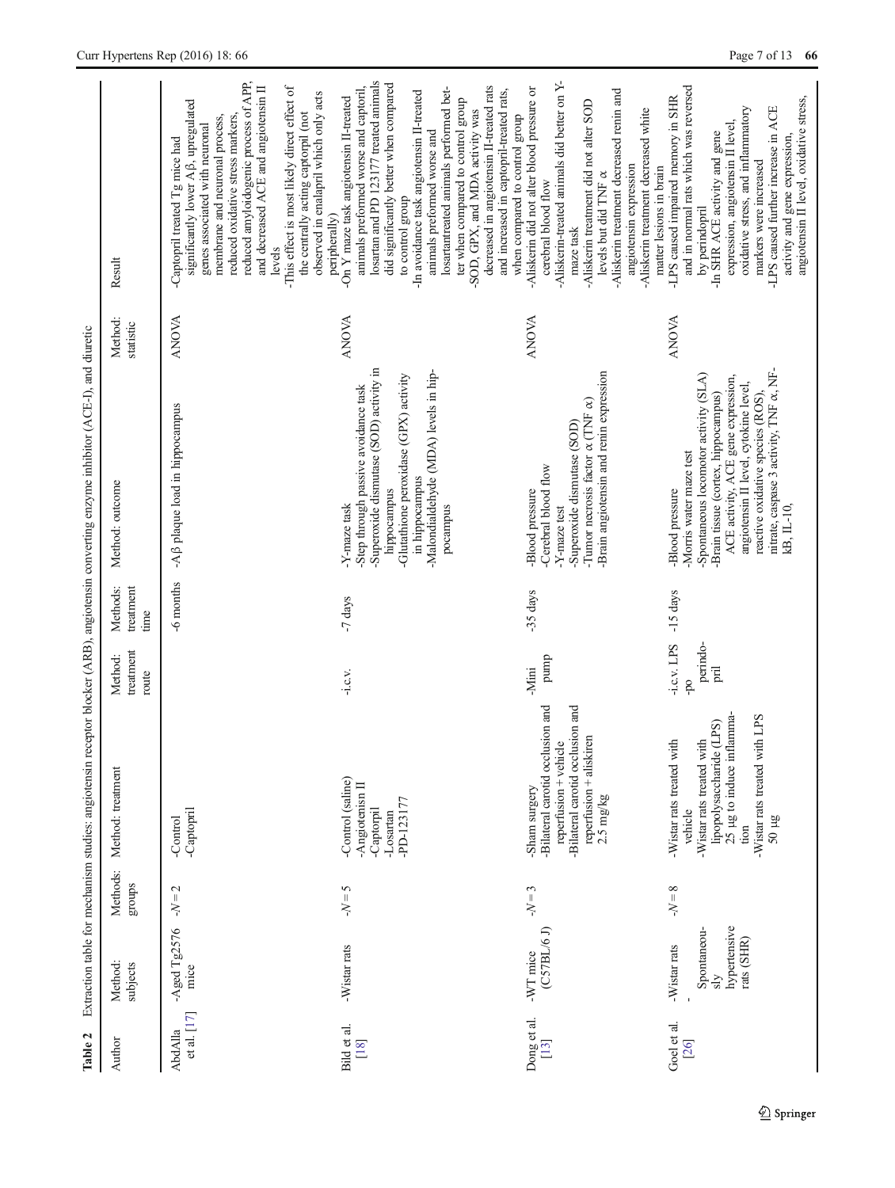**Table 2** Extraction table for mechanism studies: angiotensin receptor blocker (ARB), angiotensin converting enzyme inhibitor (ACE-I), and diuretic

| Author | Method: subjects | Methods: groups | Method: treatment | Method: treatment route | Methods: treatment time | Method: outcome | Method: statistic | Result |
|---|---|---|---|---|---|---|---|---|
| AbdAlla et al. [17] | -Aged Tg2576 mice | -N = 2 | -Control<br>-Captopril | | -6 months | -Aβ plaque load in hippocampus | ANOVA | -Captopril treated Tg mice had significantly lower Aβ, upregulated genes associated with neuronal membrane and neuronal process, reduced oxidative stress markers, reduced amyloidogenic process of APP, and decreased ACE and angiotensin II levels<br>-This effect is most likely direct effect of the centrally acting captopril (not observed in enalapril which only acts peripherally) |
| Bild et al. [18] | -Wistar rats | -N = 5 | -Control (saline)<br>-Angiotenisn II<br>-Captopril<br>-Losartan<br>-PD-123177 | -i.c.v. | -7 days | -Y-maze task<br>-Step through passive avoidance task<br>-Superoxide dismutase (SOD) activity in hippocampus<br>-Glutathione peroxidase (GPX) activity in hippocampus<br>-Malondialdehyde (MDA) levels in hippocampus | ANOVA | -On Y maze task angiotensin II-treated animals preformed worse and captopril, losartan and PD 123177 treated animals did significantly better when compared to control group<br>-In avoidance task angiotensin II-treated animals preformed worse and losartantreated animals performed better when compared to control group<br>-SOD, GPX, and MDA activity was decreased in angiotensin II-treated rats and increased in captopril-treated rats, when compared to control group |
| Dong et al. [13] | -WT mice (C57BL/6 J) | -N = 3 | -Sham surgery<br>-Bilateral carotid occlusion and reperfusion + vehicle<br>-Bilateral carotid occlusion and reperfusion + aliskiren 2.5 mg/kg | -Mini pump | -35 days | -Blood pressure<br>-Cerebral blood flow<br>-Y-maze test<br>-Superoxide dismutase (SOD)<br>-Tumor necrosis factor α (TNF α)<br>-Brain angiotensin and renin expression | ANOVA | -Aliskiren did not alter blood pressure or cerebral blood flow<br>-Aliskiren-treated animals did better on Y-maze task<br>-Aliskiren treatment did not alter SOD levels but did TNF α<br>-Aliskerin treatment decreased renin and angiotensin expression<br>-Aliskerin treatment decreased white matter lesions in brain |
| Goel et al. [26] | -Wistar rats<br>-Spontaneously hypertensive rats (SHR) | -N = 8 | -Wistar rats treated with vehicle<br>-Wistar rats treated with lipopolysaccharide (LPS) 25 μg to induce inflammation<br>-Wistar rats treated with LPS 50 μg | -i.c.v. LPS<br>-po perindopril | -15 days | -Blood pressure<br>-Morris water maze test<br>-Spontaneous locomotor activity (SLA)<br>-Brain tissue (cortex, hippocampus) ACE activity, ACE gene expression, angiotensin II level, cytokine level, reactive oxidative species (ROS), nitrate, caspase 3 activity, TNF α, NF-kB, IL-10, | ANOVA | -LPS caused impaired memory in SHR and in normal rats which was reversed by perindopril<br>-In SHR ACE activity and gene expression, angiotensin II level, oxidative stress, and inflammatory markers were increased<br>-LPS caused further increase in ACE activity and gene expression, angiotensin II level, oxidative stress, |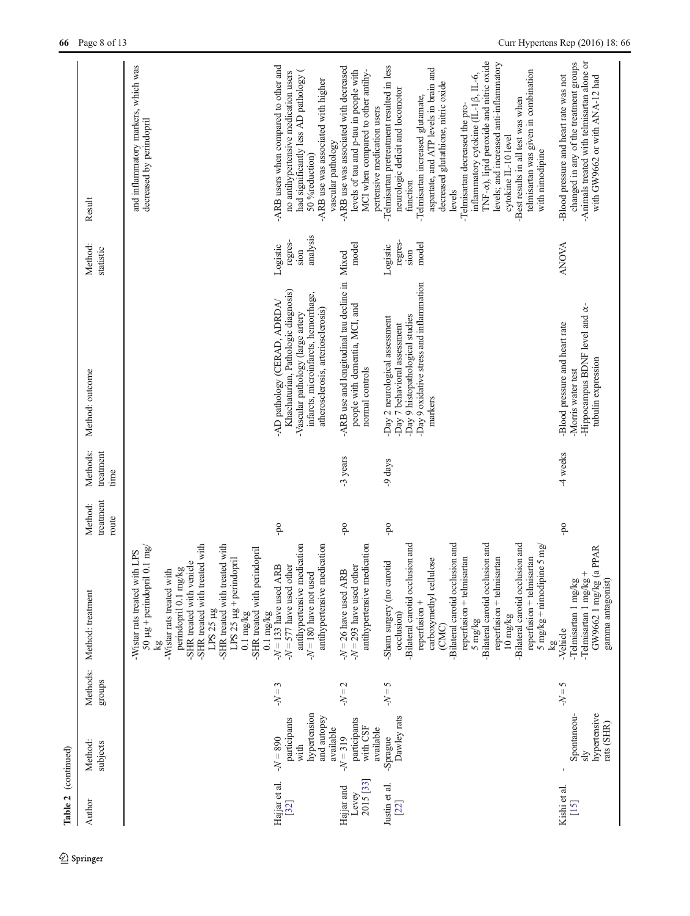Table 2 (continued)

| Author | Method: subjects | Methods: groups | Method: treatment | Method: treatment route | Methods: treatment time | Method: outcome | Method: statistic | Result |
|---|---|---|---|---|---|---|---|---|
| | | | -Wistar rats treated with LPS 50 μg + perindopril 0.1 mg/kg<br>-Wistar rats treated with perindopril 0.1 mg/kg<br>-SHR treated with vehicle<br>-SHR treated with treated with LPS 25 μg<br>-SHR treated with treated with LPS 25 μg + perindopril 0.1 mg/kg<br>-SHR treated with perindopril 0.1 mg/kg | | | | | and inflammatory markers, which was decreased by perindopril |
| Hajjar et al. [32] | -N = 890 participants with hypertension and autopsy available | -N = 3 | -N = 133 have used ARB<br>-N = 577 have used other antihypertensive medication<br>-N = 180 have not used antihypertensive medication | -po | | -AD pathology (CERAD, ADRDA/Khachaturian, Pathologic diagnosis)<br>-Vascular pathology (large artery infarcts, microinfarcts, hemorrhage, atherosclerosis, arteriosclerosis) | Logistic regression analysis | -ARB users when compared to other and no antihypertensive medication users had significantly less AD pathology (50 %reduction)<br>-ARB use was associated with higher vascular pathology |
| Hajjar and Levey 2015 [33] | -N = 319 participants with CSF available | -N = 2 | -N = 26 have used ARB<br>-N = 293 have used other antihypertensive medication | -po | -3 years | -ARB use and longitudinal tau decline in people with dementia, MCI, and normal controls | Mixed model | -ARB use was associated with decreased levels of tau and p-tau in people with MCI when compared to other antihypertensive medication users |
| Justin et al. [22] | -Sprague Dawley rats | -N = 5 | -Sham surgery (no carotid occlusion)<br>-Bilateral carotid occlusion and reperfusion + carboxymethyl cellulose (CMC)<br>-Bilateral carotid occlusion and reperfusion + telmisartan 5 mg/kg<br>-Bilateral carotid occlusion and reperfusion + telmisartan 10 mg/kg<br>-Bilateral carotid occlusion and reperfusion + telmisartan 5 mg/kg + nimodipine 5 mg/kg | -po | -9 days | -Day 2 neurological assessment<br>-Day 7 behavioral assessment<br>-Day 9 histopathological studies<br>-Day 9 oxidative stress and inflammation markers | Logistic regression model | -Telmisartan pretreatment resulted in less neurologic deficit and locomotor function<br>-Telmisartan increased glutamate, aspartate, and ATP levels in brain and decreased glutathione, nitric oxide levels<br>-Telmisartan decreased the pro-inflammatory cytokine (IL-1β, IL-6, TNF-α), lipid peroxide and nitric oxide levels; and increased anti-inflammatory cytokine IL-10 level<br>-Best results in all test was when telmisartan was given in combination with nimodipine |
| Kishi et al. [15] | -Spontaneously hypertensive rats (SHR) | -N = 5 | -Vehicle<br>-Telmisartan 1 mg/kg<br>-Telmisartan 1 mg/kg + GW9662 1 mg/kg (a PPAR gamma antagonist) | -po | -4 weeks | -Blood pressure and heart rate<br>-Morris water test<br>-Hippocampus BDNF level and α-tubulin expression | ANOVA | -Blood pressure and heart rate was not changed in any of the treatment groups<br>-Animals treated with telmisartan alone or with GW9662 or with ANA-12 had |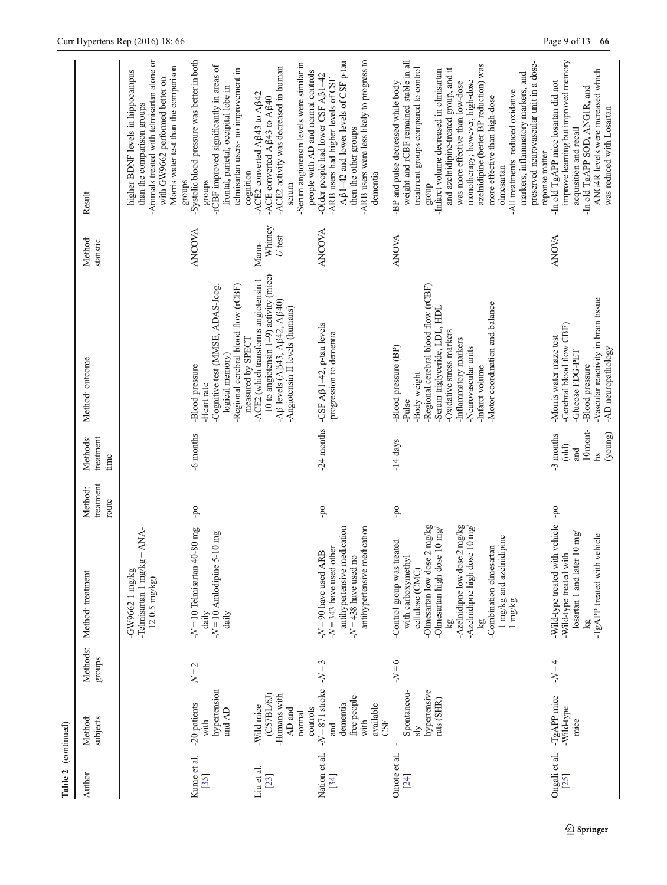Table 2 (continued)

| Author | Method: subjects | Methods: groups | Method: treatment | Method: treatment route | Methods: treatment time | Method: outcome | Method: statistic | Result |
|---|---|---|---|---|---|---|---|---|
| | | | -GW9662 1 mg/kg<br>-Telmisartan 1 mg/kg + ANA-12 0.5 mg/kg) | | | | | higher BDNF levels in hippocampus than the comparison groups<br>-Animals treated with telmisartan alone or with GW9662 performed better on Morris water test than the comparison groups |
| Kume et al. [35] | -20 patients with hypertension and AD | N = 2 | -N = 10 Telmisartan 40-80 mg daily<br>-N = 10 Amlodipine 5-10 mg daily | -po | -6 months | -Blood pressure<br>-Heart rate<br>-Cognitive test (MMSE, ADAS-Jcog, logical memory)<br>-Regional cerebral blood flow (rCBF) measured by SPECT | ANCOVA | -Systolic blood pressure was better in both groups<br>-rCBF improved significantly in areas of frontal, parietal, occipital lobe in telmisartan users- no improvement in cognition |
| Liu et al. [23] | -Wild mice (C57BL/6J)<br>-Humans with AD and normal controls | | | | | -ACE2 (which transforms angiotensin 1–10 to angiotensin 1–9) activity (mice)<br>-Aβ levels (Aβ43, Aβ42, Aβ40)<br>-Angiotensin II levels (humans) | Mann-Whitney U test | -ACE2 converted Aβ43 to Aβ42<br>-ACE converted Aβ43 to Aβ40<br>-ACE2 activity was decreased in human serum<br>-Serum angiotensin levels were similar in people with AD and normal controls |
| Nation et al. [34] | -N = 871 stroke and dementia free people with available CSF | -N = 3 | -N = 90 have used ARB<br>-N = 343 have used other antihypertensive medication<br>-N = 438 have used no antihypertensive medication | -po | -24 months | -CSF Aβ1–42, p-tau levels<br>-progression to dementia | ANCOVA | -Older people had lower CSF Aβ1–42<br>-ARB users had higher levels of CSF Aβ1–42 and lower levels of CSF p-tau then the other groups<br>-ARB users were less likely to progress to dementia |
| Omote et al. [24] | -Spontaneously hypertensive rats (SHR) | -N = 6 | -Control group was treated with carboxymethyl cellulose (CMC)<br>-Olmesartan low dose 2 mg/kg<br>-Olmesartan high dose 10 mg/kg<br>-Azelnidipne low dose 2 mg/kg<br>-Azelnidipne high dose 10 mg/kg<br>-Combination olmesartan 1 mg/kg and azelnidipine 1 mg/kg | -po | -14 days | -Blood pressure (BP)<br>-Pulse<br>-Body weight<br>-Regional cerebral blood flow (rCBF)<br>-Serum triglyceride, LDL, HDL<br>-Oxidative stress markers<br>-Inflammatory markers<br>-Neurovascular units<br>-Infarct volume<br>-Motor coordination and balance | ANOVA | -BP and pulse decreased while body weight and rCBF remained stable in all treatment groups compared to control group<br>-Infarct volume decreased in olmisartan and azelnidipine-treated group, and it was more effective than low-dose monotherapy; however, high-dose azelnidipine (better BP reduction) was more effective than high-dose olmesartan<br>-All treatments reduced oxidative markers, inflammatory markers, and preserved neurovascular unit in a dose-reponse matter |
| Ongali et al. [25] | -TgAPP mice<br>-Wild-type mice | -N = 4 | -Wild-type treated with vehicle<br>-Wild-type treated with losartan 1 and later 10 mg/kg<br>-TgAPP treated with vehicle | -po | -3 months (old) and 10months (young) | -Morris water maze test<br>-Cerebral blood flow CBF)<br>-Glucose FDG-PET<br>-Blood pressure<br>-Vascular reactivity in brain tissue<br>-AD neuropathology | ANOVA | -In old TgAPP mice losartan did not improve learning but improved memory acquisition and recall<br>-In old TgAPP SOD, ANG1R, and ANG4R levels were increased which was reduced with Losartan |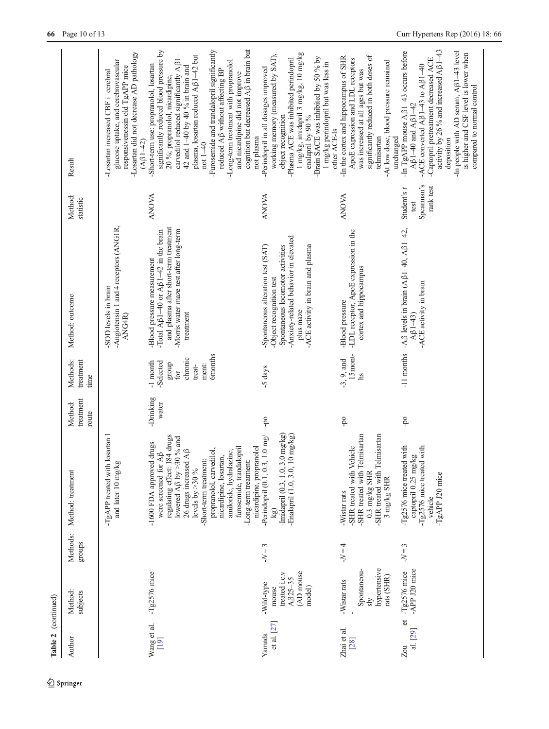**Table 2** (continued)

| Author | Method: subjects | Methods: groups | Method: treatment | Method: treatment route | Methods: treatment time | Method: outcome | Method: statistic | Result |
|---|---|---|---|---|---|---|---|---|
| | | | -TgAPP treated with losartan 1 and later 10 mg/kg | | | -SOD levels in brain<br>-Angiotensin 1 and 4 receptors (ANG1R, ANG4R) | | -Losartan increased CBF i cerebral glucose uptake, and cerebrovascular responsivenessin old TgAPP mice<br>-Losartan did not decrease AD pathology (Aβ1–42) |
| Wang et al. [19] | -Tg2576 mice | | -1600 FDA approved drugs were screened for Aβ regulating effect: 184 drugs lowered Aβ by >30 % and 26 drugs increased Aβ levels by >30 %<br>-Short-term treatment: propranolol, carvedilol, nicardipine, losartan, amiloride, hydralazine, furosemide, trandalopril<br>-Long-term treatment: nicardipine, propranolol | -Drinking water | -1 month<br>-Selected group for chronic treat- ment: 6months | -Blood pressure measurement<br>-Total Aβ1–40 or Aβ1–42 in the brain and plasma after short-term treatment<br>-Morris water maze test after long-term treatment | ANOVA | -Short-term use: propranolol, losartan significantly reduced blood pressure by 20 %; propranolol, nicardipine, carvediloI reduced significantly Aβ1–42 and 1–40 by 40 % in brain and plasma, losartan reduced Aβ1–42 but not 1–40<br>-Furosemide and trandalopril significantly reduced Aβ without affecting BP<br>-Long-term treatment with propranolol and nicardipine did not improve cognition but decreased Aβ in brain but not plasma |
| Yamada et al. [27] | -Wild-type mouse treated i.c.v Aβ25–35 (AD mouse model) | -N = 3 | -Perindopril (0.1, 0.3, 1.0 mg/kg)<br>-Imidapril (0.3, 1.0, 3.0 mg/kg)<br>-Enalapril (1.0, 3.0, 10 mg/kg) | -po | -5 days | -Spontaneous alteration test (SAT)<br>-Object recognition test<br>-Spontaneous locomotor activities<br>-Anxiety-related behavior in elevated plus maze<br>-ACE activity in brain and plasma | ANOVA | -Perindopril in all dosages improved working memory (measured by SAT), object recognition<br>-Plasma ACE was inhibited perindopril 1 mg/kg, imidapril 3 mg/kg, 10 mg/kg enalapril by 90 %<br>-Brain SACE was inhibited by 50 % by 1 mg/kg perindopril but was less in other ACE-Is |
| Zhai et al. [28] | -Wistar rats<br>-Spontaneou- sly hypertensive rats (SHR) | -N = 4 | -Wistar rats<br>-SHR treated with Vehicle<br>-SHR treated with Telmisartan 0.3 mg/kg SHR<br>-SHR treated with Telmisartan 3 mg/kg SHR | -po | -3, 9, and 15mont- hs | -Blood pressure<br>-LDL receptor, ApoE expression in the cortex and hippocampus | ANOVA | -In the cortex and hippocampus of SHR ApoE expression and LDL receptors was increased at all ages but was significantly reduced in both doses of telmisartan<br>-At low dose, blood pressure remained unchanged |
| Zou et al. [29] | -Tg2576 mice<br>-APP J20 mice | -N = 3 | -Tg2576 mice treated with captopril 0.25 mg/kg<br>-Tg2576 mice treated with vehicle<br>-TgAPP J20 mice | -po | -11 months | -Aβ levels in brain (Aβ1–40, Aβ1–42, Aβ1–43)<br>-ACE activity in brain | Student's t test<br>Spearman's rank test | -In TgAPP mouse Aβ1–43 occurs before Aβ1–40 and Aβ1–42<br>-ACE converted Aβ1–43 to Aβ1–40<br>-Captopril pretreatment decreased ACE activity by 26 % and increased Aβ1–43 deposition<br>-In people with AD serum, Aβ1–43 level is higher and CSF level is lower when compared to normal control |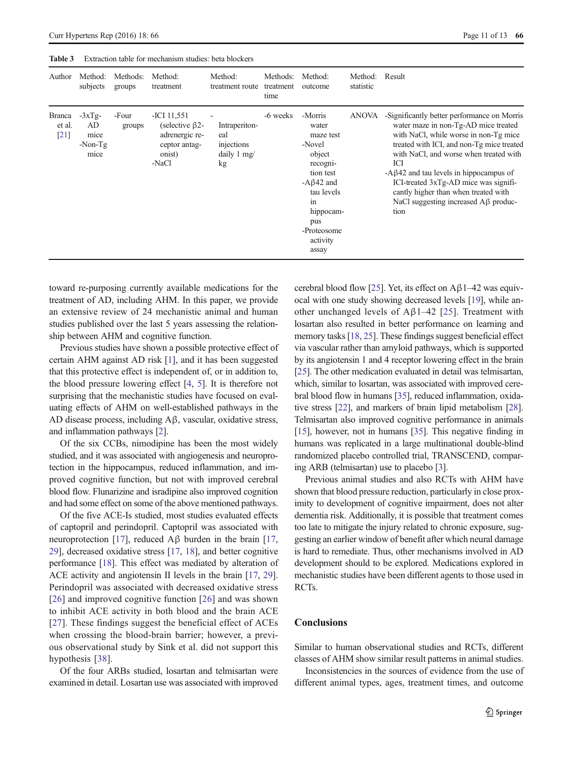**Table 3** Extraction table for mechanism studies: beta blockers

| Author | Method: subjects | Methods: groups | Method: treatment | Method: treatment route | Methods: treatment time | Method: outcome | Method: statistic | Result |
|---|---|---|---|---|---|---|---|---|
| Branca et al. [21] | -3xTg-AD mice -Non-Tg mice | -Four groups | -ICI 11,551 (selective β2-adrenergic receptor antagonist) -NaCl | - Intraperitoneal injections daily 1 mg/kg | -6 weeks | -Morris water maze test -Novel object recognition test -Aβ42 and tau levels in hippocampus -Proteosome activity assay | ANOVA | -Significantly better performance on Morris water maze in non-Tg-AD mice treated with NaCl, while worse in non-Tg mice treated with ICI, and non-Tg mice treated with NaCl, and worse when treated with ICI -Aβ42 and tau levels in hippocampus of ICI-treated 3xTg-AD mice was significantly higher than when treated with NaCl suggesting increased Aβ production |

toward re-purposing currently available medications for the treatment of AD, including AHM. In this paper, we provide an extensive review of 24 mechanistic animal and human studies published over the last 5 years assessing the relationship between AHM and cognitive function.

Previous studies have shown a possible protective effect of certain AHM against AD risk [1], and it has been suggested that this protective effect is independent of, or in addition to, the blood pressure lowering effect [4, 5]. It is therefore not surprising that the mechanistic studies have focused on evaluating effects of AHM on well-established pathways in the AD disease process, including Aβ, vascular, oxidative stress, and inflammation pathways [2].

Of the six CCBs, nimodipine has been the most widely studied, and it was associated with angiogenesis and neuroprotection in the hippocampus, reduced inflammation, and improved cognitive function, but not with improved cerebral blood flow. Flunarizine and isradipine also improved cognition and had some effect on some of the above mentioned pathways.

Of the five ACE-Is studied, most studies evaluated effects of captopril and perindopril. Captopril was associated with neuroprotection [17], reduced Aβ burden in the brain [17, 29], decreased oxidative stress [17, 18], and better cognitive performance [18]. This effect was mediated by alteration of ACE activity and angiotensin II levels in the brain [17, 29]. Perindopril was associated with decreased oxidative stress [26] and improved cognitive function [26] and was shown to inhibit ACE activity in both blood and the brain ACE [27]. These findings suggest the beneficial effect of ACEs when crossing the blood-brain barrier; however, a previous observational study by Sink et al. did not support this hypothesis [38].

Of the four ARBs studied, losartan and telmisartan were examined in detail. Losartan use was associated with improved cerebral blood flow [25]. Yet, its effect on Aβ1–42 was equivocal with one study showing decreased levels [19], while another unchanged levels of Aβ1–42 [25]. Treatment with losartan also resulted in better performance on learning and memory tasks [18, 25]. These findings suggest beneficial effect via vascular rather than amyloid pathways, which is supported by its angiotensin 1 and 4 receptor lowering effect in the brain [25]. The other medication evaluated in detail was telmisartan, which, similar to losartan, was associated with improved cerebral blood flow in humans [35], reduced inflammation, oxidative stress [22], and markers of brain lipid metabolism [28]. Telmisartan also improved cognitive performance in animals [15], however, not in humans [35]. This negative finding in humans was replicated in a large multinational double-blind randomized placebo controlled trial, TRANSCEND, comparing ARB (telmisartan) use to placebo [3].

Previous animal studies and also RCTs with AHM have shown that blood pressure reduction, particularly in close proximity to development of cognitive impairment, does not alter dementia risk. Additionally, it is possible that treatment comes too late to mitigate the injury related to chronic exposure, suggesting an earlier window of benefit after which neural damage is hard to remediate. Thus, other mechanisms involved in AD development should to be explored. Medications explored in mechanistic studies have been different agents to those used in RCTs.

## Conclusions

Similar to human observational studies and RCTs, different classes of AHM show similar result patterns in animal studies.

Inconsistencies in the sources of evidence from the use of different animal types, ages, treatment times, and outcome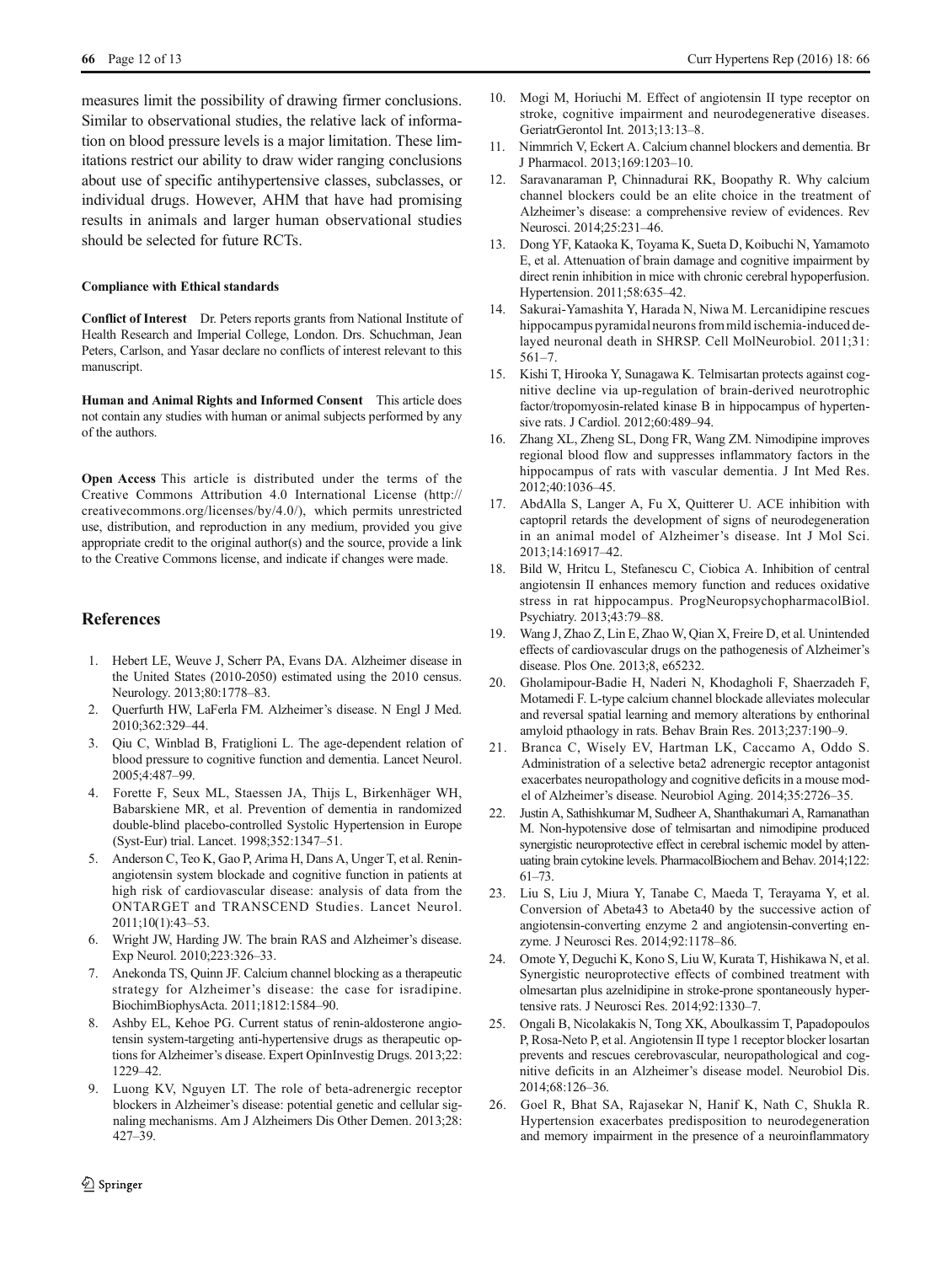measures limit the possibility of drawing firmer conclusions. Similar to observational studies, the relative lack of information on blood pressure levels is a major limitation. These limitations restrict our ability to draw wider ranging conclusions about use of specific antihypertensive classes, subclasses, or individual drugs. However, AHM that have had promising results in animals and larger human observational studies should be selected for future RCTs.

**Compliance with Ethical standards**

**Conflict of Interest** Dr. Peters reports grants from National Institute of Health Research and Imperial College, London. Drs. Schuchman, Jean Peters, Carlson, and Yasar declare no conflicts of interest relevant to this manuscript.

**Human and Animal Rights and Informed Consent** This article does not contain any studies with human or animal subjects performed by any of the authors.

**Open Access** This article is distributed under the terms of the Creative Commons Attribution 4.0 International License (http://creativecommons.org/licenses/by/4.0/), which permits unrestricted use, distribution, and reproduction in any medium, provided you give appropriate credit to the original author(s) and the source, provide a link to the Creative Commons license, and indicate if changes were made.

## References

1. Hebert LE, Weuve J, Scherr PA, Evans DA. Alzheimer disease in the United States (2010-2050) estimated using the 2010 census. Neurology. 2013;80:1778–83.
2. Querfurth HW, LaFerla FM. Alzheimer's disease. N Engl J Med. 2010;362:329–44.
3. Qiu C, Winblad B, Fratiglioni L. The age-dependent relation of blood pressure to cognitive function and dementia. Lancet Neurol. 2005;4:487–99.
4. Forette F, Seux ML, Staessen JA, Thijs L, Birkenhäger WH, Babarskiene MR, et al. Prevention of dementia in randomized double-blind placebo-controlled Systolic Hypertension in Europe (Syst-Eur) trial. Lancet. 1998;352:1347–51.
5. Anderson C, Teo K, Gao P, Arima H, Dans A, Unger T, et al. Renin-angiotensin system blockade and cognitive function in patients at high risk of cardiovascular disease: analysis of data from the ONTARGET and TRANSCEND Studies. Lancet Neurol. 2011;10(1):43–53.
6. Wright JW, Harding JW. The brain RAS and Alzheimer's disease. Exp Neurol. 2010;223:326–33.
7. Anekonda TS, Quinn JF. Calcium channel blocking as a therapeutic strategy for Alzheimer's disease: the case for isradipine. BiochimBiophysActa. 2011;1812:1584–90.
8. Ashby EL, Kehoe PG. Current status of renin-aldosterone angiotensin system-targeting anti-hypertensive drugs as therapeutic options for Alzheimer's disease. Expert OpinInvestig Drugs. 2013;22:1229–42.
9. Luong KV, Nguyen LT. The role of beta-adrenergic receptor blockers in Alzheimer's disease: potential genetic and cellular signaling mechanisms. Am J Alzheimers Dis Other Demen. 2013;28:427–39.
10. Mogi M, Horiuchi M. Effect of angiotensin II type receptor on stroke, cognitive impairment and neurodegenerative diseases. GeriatrGerontol Int. 2013;13:13–8.
11. Nimmrich V, Eckert A. Calcium channel blockers and dementia. Br J Pharmacol. 2013;169:1203–10.
12. Saravanaraman P, Chinnadurai RK, Boopathy R. Why calcium channel blockers could be an elite choice in the treatment of Alzheimer's disease: a comprehensive review of evidences. Rev Neurosci. 2014;25:231–46.
13. Dong YF, Kataoka K, Toyama K, Sueta D, Koibuchi N, Yamamoto E, et al. Attenuation of brain damage and cognitive impairment by direct renin inhibition in mice with chronic cerebral hypoperfusion. Hypertension. 2011;58:635–42.
14. Sakurai-Yamashita Y, Harada N, Niwa M. Lercanidipine rescues hippocampus pyramidal neurons from mild ischemia-induced delayed neuronal death in SHRSP. Cell MolNeurobiol. 2011;31:561–7.
15. Kishi T, Hirooka Y, Sunagawa K. Telmisartan protects against cognitive decline via up-regulation of brain-derived neurotrophic factor/tropomyosin-related kinase B in hippocampus of hypertensive rats. J Cardiol. 2012;60:489–94.
16. Zhang XL, Zheng SL, Dong FR, Wang ZM. Nimodipine improves regional blood flow and suppresses inflammatory factors in the hippocampus of rats with vascular dementia. J Int Med Res. 2012;40:1036–45.
17. AbdAlla S, Langer A, Fu X, Quitterer U. ACE inhibition with captopril retards the development of signs of neurodegeneration in an animal model of Alzheimer's disease. Int J Mol Sci. 2013;14:16917–42.
18. Bild W, Hritcu L, Stefanescu C, Ciobica A. Inhibition of central angiotensin II enhances memory function and reduces oxidative stress in rat hippocampus. ProgNeuropsychopharmacolBiol. Psychiatry. 2013;43:79–88.
19. Wang J, Zhao Z, Lin E, Zhao W, Qian X, Freire D, et al. Unintended effects of cardiovascular drugs on the pathogenesis of Alzheimer's disease. Plos One. 2013;8, e65232.
20. Gholamipour-Badie H, Naderi N, Khodagholi F, Shaerzadeh F, Motamedi F. L-type calcium channel blockade alleviates molecular and reversal spatial learning and memory alterations by enthorinal amyloid pthaology in rats. Behav Brain Res. 2013;237:190–9.
21. Branca C, Wisely EV, Hartman LK, Caccamo A, Oddo S. Administration of a selective beta2 adrenergic receptor antagonist exacerbates neuropathology and cognitive deficits in a mouse model of Alzheimer's disease. Neurobiol Aging. 2014;35:2726–35.
22. Justin A, Sathishkumar M, Sudheer A, Shanthakumari A, Ramanathan M. Non-hypotensive dose of telmisartan and nimodipine produced synergistic neuroprotective effect in cerebral ischemic model by attenuating brain cytokine levels. PharmacolBiochem and Behav. 2014;122:61–73.
23. Liu S, Liu J, Miura Y, Tanabe C, Maeda T, Terayama Y, et al. Conversion of Abeta43 to Abeta40 by the successive action of angiotensin-converting enzyme 2 and angiotensin-converting enzyme. J Neurosci Res. 2014;92:1178–86.
24. Omote Y, Deguchi K, Kono S, Liu W, Kurata T, Hishikawa N, et al. Synergistic neuroprotective effects of combined treatment with olmesartan plus azelnidipine in stroke-prone spontaneously hypertensive rats. J Neurosci Res. 2014;92:1330–7.
25. Ongali B, Nicolakakis N, Tong XK, Aboulkassim T, Papadopoulos P, Rosa-Neto P, et al. Angiotensin II type 1 receptor blocker losartan prevents and rescues cerebrovascular, neuropathological and cognitive deficits in an Alzheimer's disease model. Neurobiol Dis. 2014;68:126–36.
26. Goel R, Bhat SA, Rajasekar N, Hanif K, Nath C, Shukla R. Hypertension exacerbates predisposition to neurodegeneration and memory impairment in the presence of a neuroinflammatory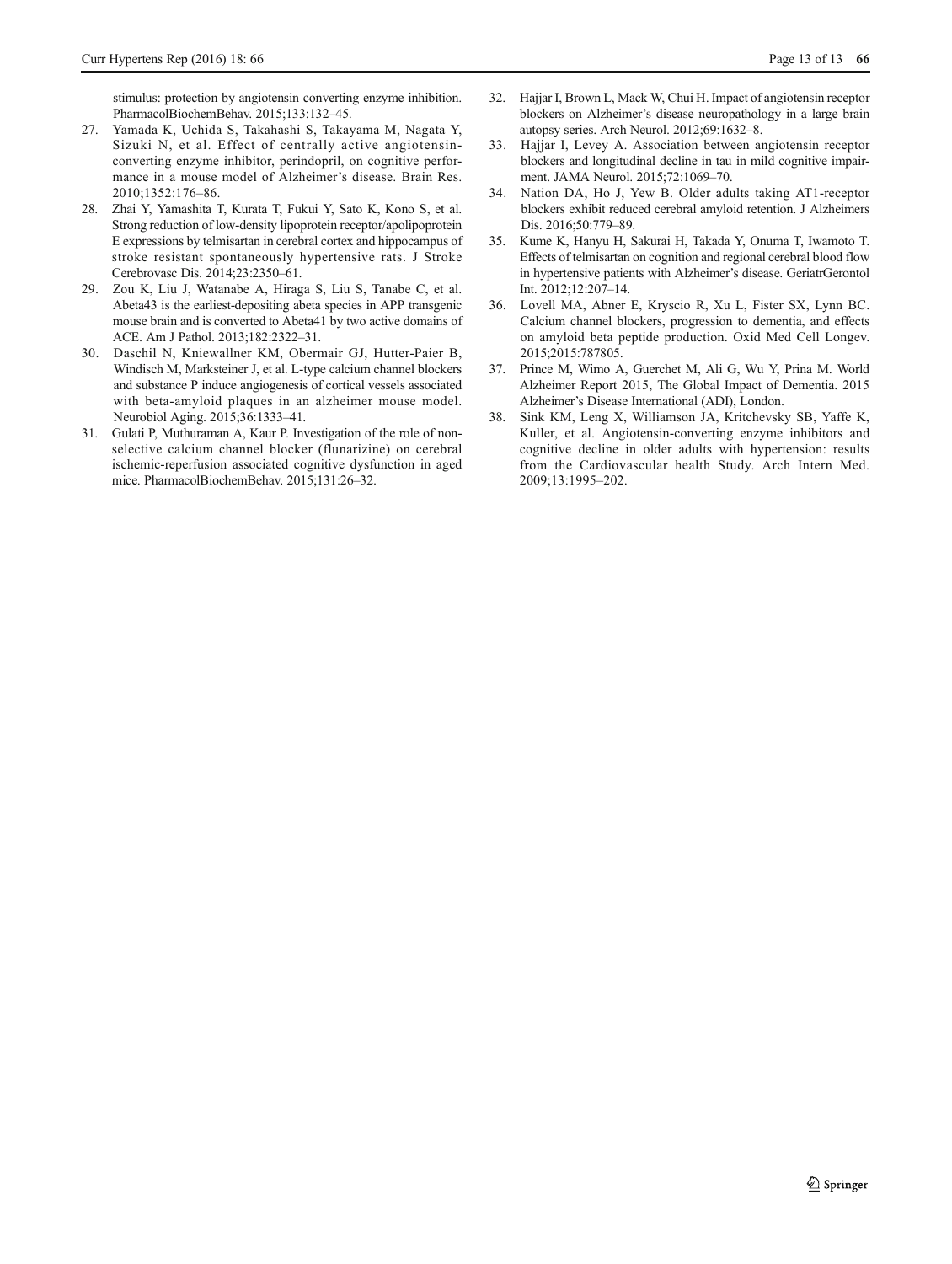stimulus: protection by angiotensin converting enzyme inhibition. PharmacolBiochemBehav. 2015;133:132–45.

27. Yamada K, Uchida S, Takahashi S, Takayama M, Nagata Y, Sizuki N, et al. Effect of centrally active angiotensin-converting enzyme inhibitor, perindopril, on cognitive performance in a mouse model of Alzheimer's disease. Brain Res. 2010;1352:176–86.
28. Zhai Y, Yamashita T, Kurata T, Fukui Y, Sato K, Kono S, et al. Strong reduction of low-density lipoprotein receptor/apolipoprotein E expressions by telmisartan in cerebral cortex and hippocampus of stroke resistant spontaneously hypertensive rats. J Stroke Cerebrovasc Dis. 2014;23:2350–61.
29. Zou K, Liu J, Watanabe A, Hiraga S, Liu S, Tanabe C, et al. Abeta43 is the earliest-depositing abeta species in APP transgenic mouse brain and is converted to Abeta41 by two active domains of ACE. Am J Pathol. 2013;182:2322–31.
30. Daschil N, Kniewallner KM, Obermair GJ, Hutter-Paier B, Windisch M, Marksteiner J, et al. L-type calcium channel blockers and substance P induce angiogenesis of cortical vessels associated with beta-amyloid plaques in an alzheimer mouse model. Neurobiol Aging. 2015;36:1333–41.
31. Gulati P, Muthuraman A, Kaur P. Investigation of the role of non-selective calcium channel blocker (flunarizine) on cerebral ischemic-reperfusion associated cognitive dysfunction in aged mice. PharmacolBiochemBehav. 2015;131:26–32.
32. Hajjar I, Brown L, Mack W, Chui H. Impact of angiotensin receptor blockers on Alzheimer's disease neuropathology in a large brain autopsy series. Arch Neurol. 2012;69:1632–8.
33. Hajjar I, Levey A. Association between angiotensin receptor blockers and longitudinal decline in tau in mild cognitive impairment. JAMA Neurol. 2015;72:1069–70.
34. Nation DA, Ho J, Yew B. Older adults taking AT1-receptor blockers exhibit reduced cerebral amyloid retention. J Alzheimers Dis. 2016;50:779–89.
35. Kume K, Hanyu H, Sakurai H, Takada Y, Onuma T, Iwamoto T. Effects of telmisartan on cognition and regional cerebral blood flow in hypertensive patients with Alzheimer's disease. GeriatrGerontol Int. 2012;12:207–14.
36. Lovell MA, Abner E, Kryscio R, Xu L, Fister SX, Lynn BC. Calcium channel blockers, progression to dementia, and effects on amyloid beta peptide production. Oxid Med Cell Longev. 2015;2015:787805.
37. Prince M, Wimo A, Guerchet M, Ali G, Wu Y, Prina M. World Alzheimer Report 2015, The Global Impact of Dementia. 2015 Alzheimer's Disease International (ADI), London.
38. Sink KM, Leng X, Williamson JA, Kritchevsky SB, Yaffe K, Kuller, et al. Angiotensin-converting enzyme inhibitors and cognitive decline in older adults with hypertension: results from the Cardiovascular health Study. Arch Intern Med. 2009;13:1995–202.